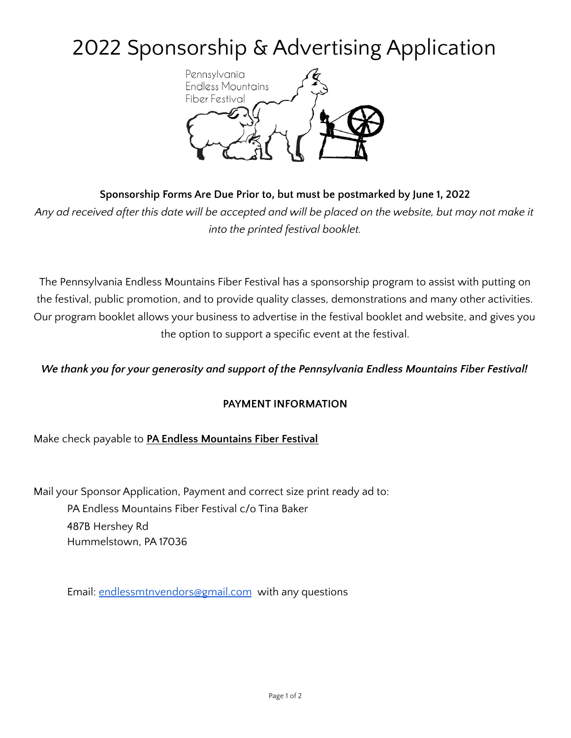# 2022 Sponsorship & Advertising Application

Pennsylvania
Endless Mountains
Fiber Festival

**Sponsorship Forms Are Due Prior to, but must be postmarked by June 1, 2022**

*Any ad received after this date will be accepted and will be placed on the website, but may not make it into the printed festival booklet.*

The Pennsylvania Endless Mountains Fiber Festival has a sponsorship program to assist with putting on the festival, public promotion, and to provide quality classes, demonstrations and many other activities. Our program booklet allows your business to advertise in the festival booklet and website, and gives you the option to support a specific event at the festival.

***We thank you for your generosity and support of the Pennsylvania Endless Mountains Fiber Festival!***

**PAYMENT INFORMATION**

Make check payable to **PA Endless Mountains Fiber Festival**

Mail your Sponsor Application, Payment and correct size print ready ad to:

PA Endless Mountains Fiber Festival c/o Tina Baker
487B Hershey Rd
Hummelstown, PA 17036

Email: endlessmtnvendors@gmail.com with any questions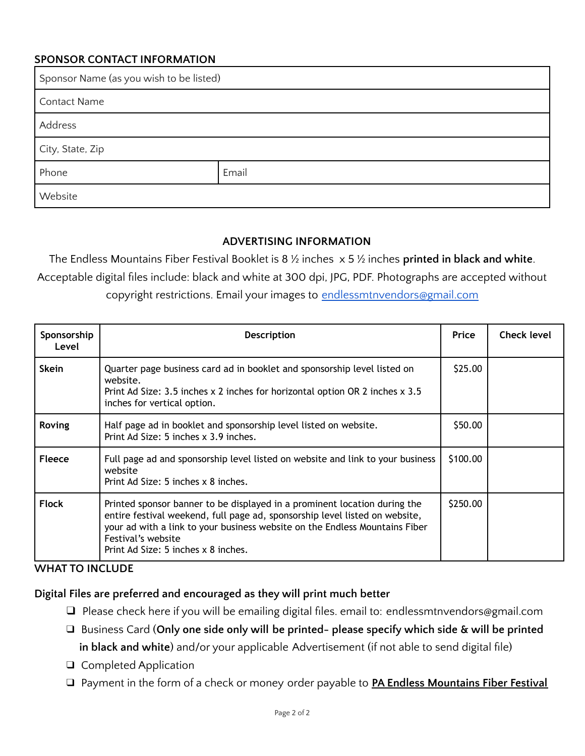## SPONSOR CONTACT INFORMATION

| | |
|---|---|
| Sponsor Name (as you wish to be listed) | |
| Contact Name | |
| Address | |
| City, State, Zip | |
| Phone | Email |
| Website | |

## ADVERTISING INFORMATION

The Endless Mountains Fiber Festival Booklet is 8 ½ inches x 5 ½ inches **printed in black and white**. Acceptable digital files include: black and white at 300 dpi, JPG, PDF. Photographs are accepted without copyright restrictions. Email your images to endlessmtnvendors@gmail.com

| Sponsorship Level | Description | Price | Check level |
|---|---|---|---|
| **Skein** | Quarter page business card ad in booklet and sponsorship level listed on website.<br>Print Ad Size: 3.5 inches x 2 inches for horizontal option OR 2 inches x 3.5 inches for vertical option. | $25.00 | |
| **Roving** | Half page ad in booklet and sponsorship level listed on website.<br>Print Ad Size: 5 inches x 3.9 inches. | $50.00 | |
| **Fleece** | Full page ad and sponsorship level listed on website and link to your business website<br>Print Ad Size: 5 inches x 8 inches. | $100.00 | |
| **Flock** | Printed sponsor banner to be displayed in a prominent location during the entire festival weekend, full page ad, sponsorship level listed on website, your ad with a link to your business website on the Endless Mountains Fiber Festival's website<br>Print Ad Size: 5 inches x 8 inches. | $250.00 | |

### WHAT TO INCLUDE

**Digital Files are preferred and encouraged as they will print much better**

- ❑ Please check here if you will be emailing digital files. email to: endlessmtnvendors@gmail.com
- ❑ Business Card (**Only one side only will be printed- please specify which side & will be printed in black and white**) and/or your applicable Advertisement (if not able to send digital file)
- ❑ Completed Application
- ❑ Payment in the form of a check or money order payable to **PA Endless Mountains Fiber Festival**